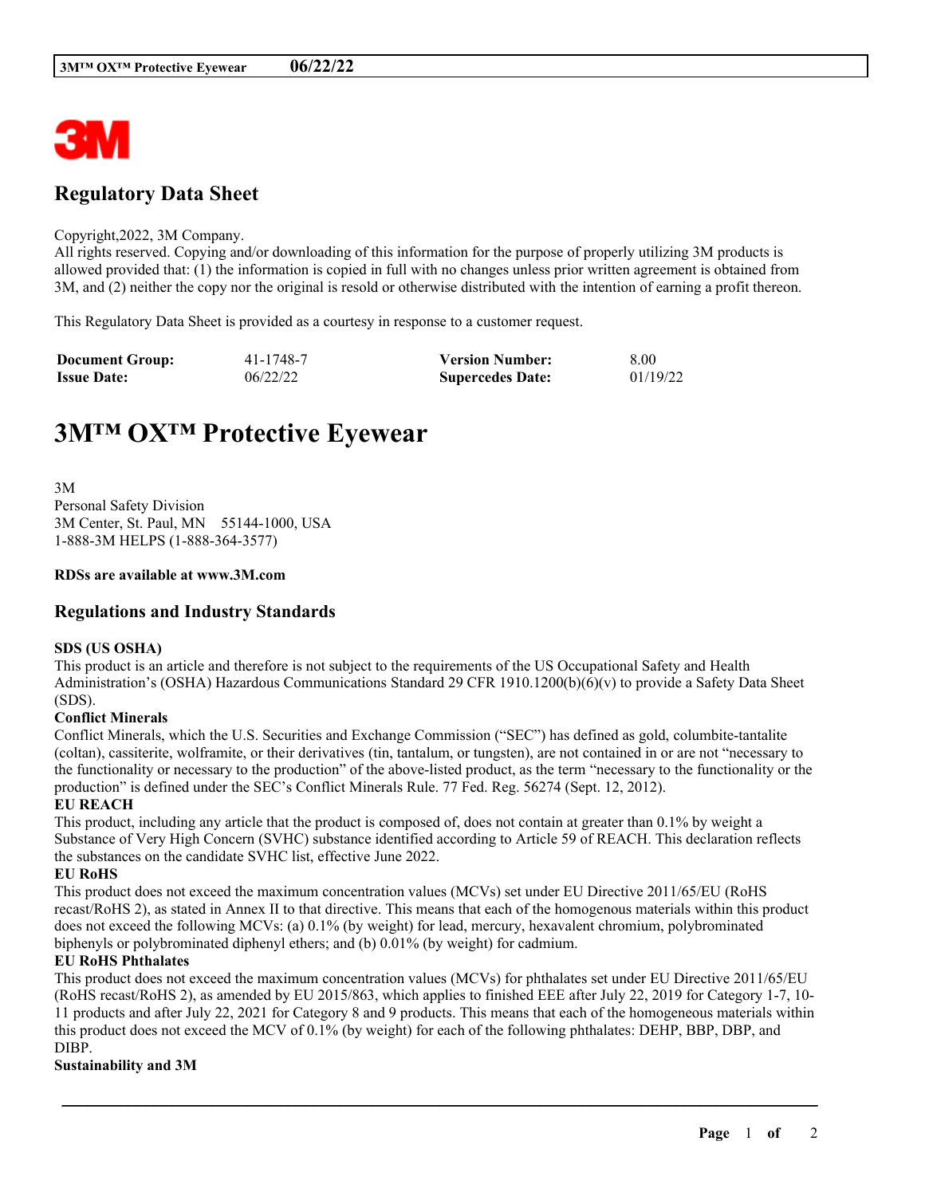## Regulatory Data Sheet

Copyright,2022, 3M Company.
All rights reserved. Copying and/or downloading of this information for the purpose of properly utilizing 3M products is allowed provided that: (1) the information is copied in full with no changes unless prior written agreement is obtained from 3M, and (2) neither the copy nor the original is resold or otherwise distributed with the intention of earning a profit thereon.

This Regulatory Data Sheet is provided as a courtesy in response to a customer request.

| **Document Group:** | 41-1748-7 | **Version Number:** | 8.00 |
|---|---|---|---|
| **Issue Date:** | 06/22/22 | **Supercedes Date:** | 01/19/22 |

# 3M™ OX™ Protective Eyewear

3M
Personal Safety Division
3M Center, St. Paul, MN 55144-1000, USA
1-888-3M HELPS (1-888-364-3577)

**RDSs are available at www.3M.com**

## Regulations and Industry Standards

**SDS (US OSHA)**
This product is an article and therefore is not subject to the requirements of the US Occupational Safety and Health Administration's (OSHA) Hazardous Communications Standard 29 CFR 1910.1200(b)(6)(v) to provide a Safety Data Sheet (SDS).

**Conflict Minerals**
Conflict Minerals, which the U.S. Securities and Exchange Commission ("SEC") has defined as gold, columbite-tantalite (coltan), cassiterite, wolframite, or their derivatives (tin, tantalum, or tungsten), are not contained in or are not "necessary to the functionality or necessary to the production" of the above-listed product, as the term "necessary to the functionality or the production" is defined under the SEC's Conflict Minerals Rule. 77 Fed. Reg. 56274 (Sept. 12, 2012).

**EU REACH**
This product, including any article that the product is composed of, does not contain at greater than 0.1% by weight a Substance of Very High Concern (SVHC) substance identified according to Article 59 of REACH. This declaration reflects the substances on the candidate SVHC list, effective June 2022.

**EU RoHS**
This product does not exceed the maximum concentration values (MCVs) set under EU Directive 2011/65/EU (RoHS recast/RoHS 2), as stated in Annex II to that directive. This means that each of the homogenous materials within this product does not exceed the following MCVs: (a) 0.1% (by weight) for lead, mercury, hexavalent chromium, polybrominated biphenyls or polybrominated diphenyl ethers; and (b) 0.01% (by weight) for cadmium.

**EU RoHS Phthalates**
This product does not exceed the maximum concentration values (MCVs) for phthalates set under EU Directive 2011/65/EU (RoHS recast/RoHS 2), as amended by EU 2015/863, which applies to finished EEE after July 22, 2019 for Category 1-7, 10-11 products and after July 22, 2021 for Category 8 and 9 products. This means that each of the homogeneous materials within this product does not exceed the MCV of 0.1% (by weight) for each of the following phthalates: DEHP, BBP, DBP, and DIBP.

**Sustainability and 3M**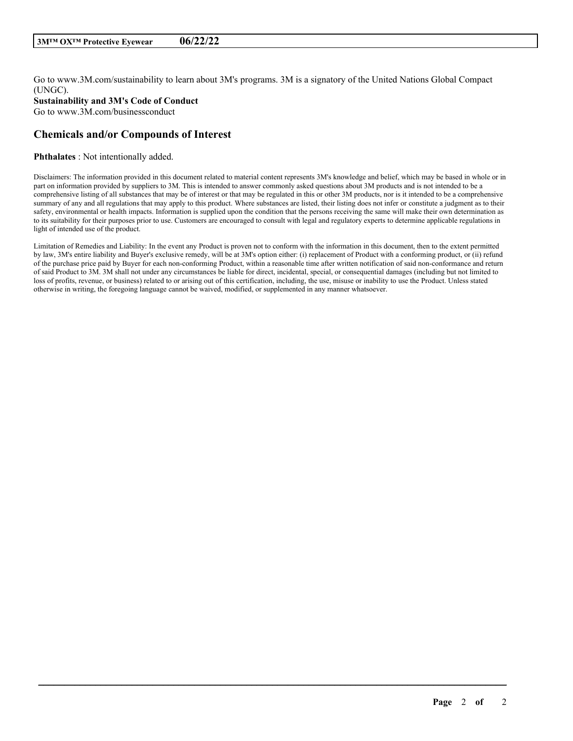Go to www.3M.com/sustainability to learn about 3M's programs. 3M is a signatory of the United Nations Global Compact (UNGC).

**Sustainability and 3M's Code of Conduct**

Go to www.3M.com/businessconduct

## Chemicals and/or Compounds of Interest

**Phthalates** : Not intentionally added.

Disclaimers: The information provided in this document related to material content represents 3M's knowledge and belief, which may be based in whole or in part on information provided by suppliers to 3M. This is intended to answer commonly asked questions about 3M products and is not intended to be a comprehensive listing of all substances that may be of interest or that may be regulated in this or other 3M products, nor is it intended to be a comprehensive summary of any and all regulations that may apply to this product. Where substances are listed, their listing does not infer or constitute a judgment as to their safety, environmental or health impacts. Information is supplied upon the condition that the persons receiving the same will make their own determination as to its suitability for their purposes prior to use. Customers are encouraged to consult with legal and regulatory experts to determine applicable regulations in light of intended use of the product.

Limitation of Remedies and Liability: In the event any Product is proven not to conform with the information in this document, then to the extent permitted by law, 3M's entire liability and Buyer's exclusive remedy, will be at 3M's option either: (i) replacement of Product with a conforming product, or (ii) refund of the purchase price paid by Buyer for each non-conforming Product, within a reasonable time after written notification of said non-conformance and return of said Product to 3M. 3M shall not under any circumstances be liable for direct, incidental, special, or consequential damages (including but not limited to loss of profits, revenue, or business) related to or arising out of this certification, including, the use, misuse or inability to use the Product. Unless stated otherwise in writing, the foregoing language cannot be waived, modified, or supplemented in any manner whatsoever.